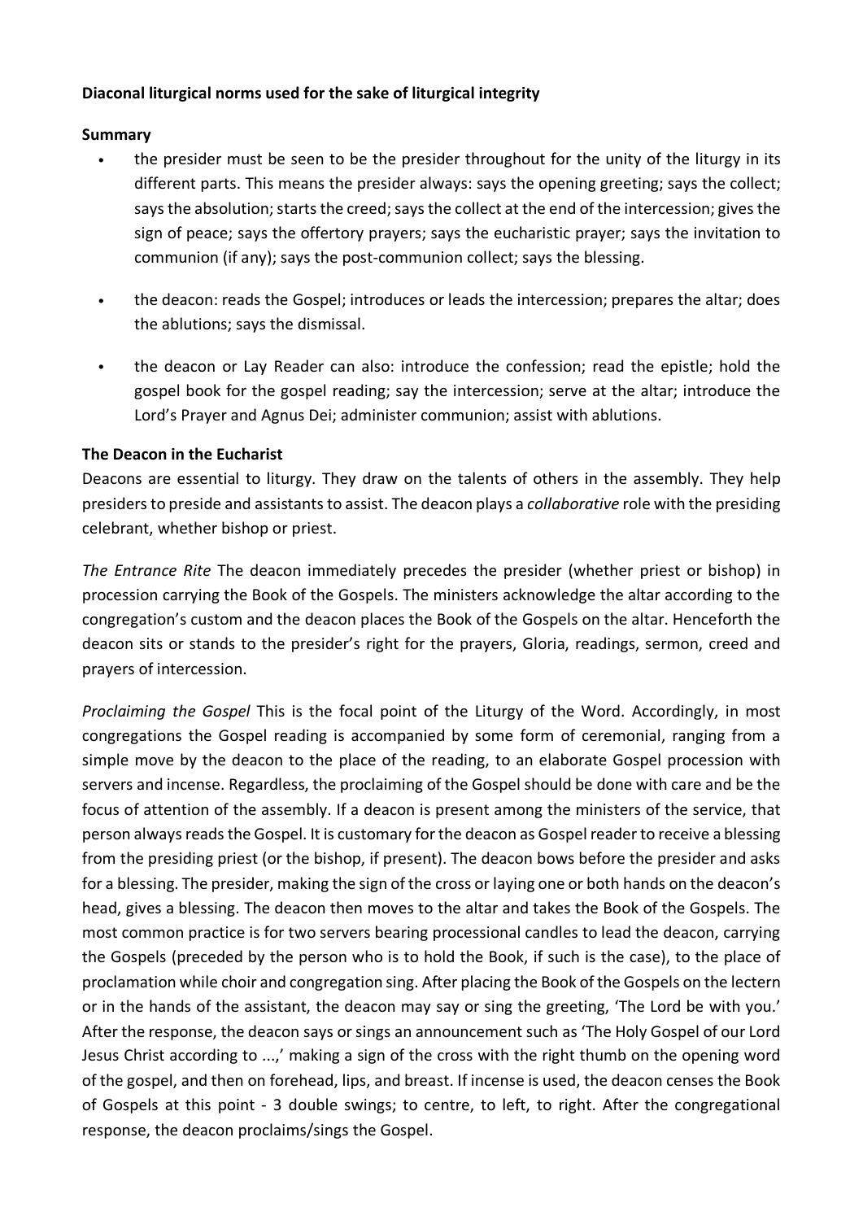**Diaconal liturgical norms used for the sake of liturgical integrity**

**Summary**

- the presider must be seen to be the presider throughout for the unity of the liturgy in its different parts. This means the presider always: says the opening greeting; says the collect; says the absolution; starts the creed; says the collect at the end of the intercession; gives the sign of peace; says the offertory prayers; says the eucharistic prayer; says the invitation to communion (if any); says the post-communion collect; says the blessing.

- the deacon: reads the Gospel; introduces or leads the intercession; prepares the altar; does the ablutions; says the dismissal.

- the deacon or Lay Reader can also: introduce the confession; read the epistle; hold the gospel book for the gospel reading; say the intercession; serve at the altar; introduce the Lord's Prayer and Agnus Dei; administer communion; assist with ablutions.

**The Deacon in the Eucharist**

Deacons are essential to liturgy. They draw on the talents of others in the assembly. They help presiders to preside and assistants to assist. The deacon plays a *collaborative* role with the presiding celebrant, whether bishop or priest.

*The Entrance Rite* The deacon immediately precedes the presider (whether priest or bishop) in procession carrying the Book of the Gospels. The ministers acknowledge the altar according to the congregation's custom and the deacon places the Book of the Gospels on the altar. Henceforth the deacon sits or stands to the presider's right for the prayers, Gloria, readings, sermon, creed and prayers of intercession.

*Proclaiming the Gospel* This is the focal point of the Liturgy of the Word. Accordingly, in most congregations the Gospel reading is accompanied by some form of ceremonial, ranging from a simple move by the deacon to the place of the reading, to an elaborate Gospel procession with servers and incense. Regardless, the proclaiming of the Gospel should be done with care and be the focus of attention of the assembly. If a deacon is present among the ministers of the service, that person always reads the Gospel. It is customary for the deacon as Gospel reader to receive a blessing from the presiding priest (or the bishop, if present). The deacon bows before the presider and asks for a blessing. The presider, making the sign of the cross or laying one or both hands on the deacon's head, gives a blessing. The deacon then moves to the altar and takes the Book of the Gospels. The most common practice is for two servers bearing processional candles to lead the deacon, carrying the Gospels (preceded by the person who is to hold the Book, if such is the case), to the place of proclamation while choir and congregation sing. After placing the Book of the Gospels on the lectern or in the hands of the assistant, the deacon may say or sing the greeting, 'The Lord be with you.' After the response, the deacon says or sings an announcement such as 'The Holy Gospel of our Lord Jesus Christ according to ...,' making a sign of the cross with the right thumb on the opening word of the gospel, and then on forehead, lips, and breast. If incense is used, the deacon censes the Book of Gospels at this point - 3 double swings; to centre, to left, to right. After the congregational response, the deacon proclaims/sings the Gospel.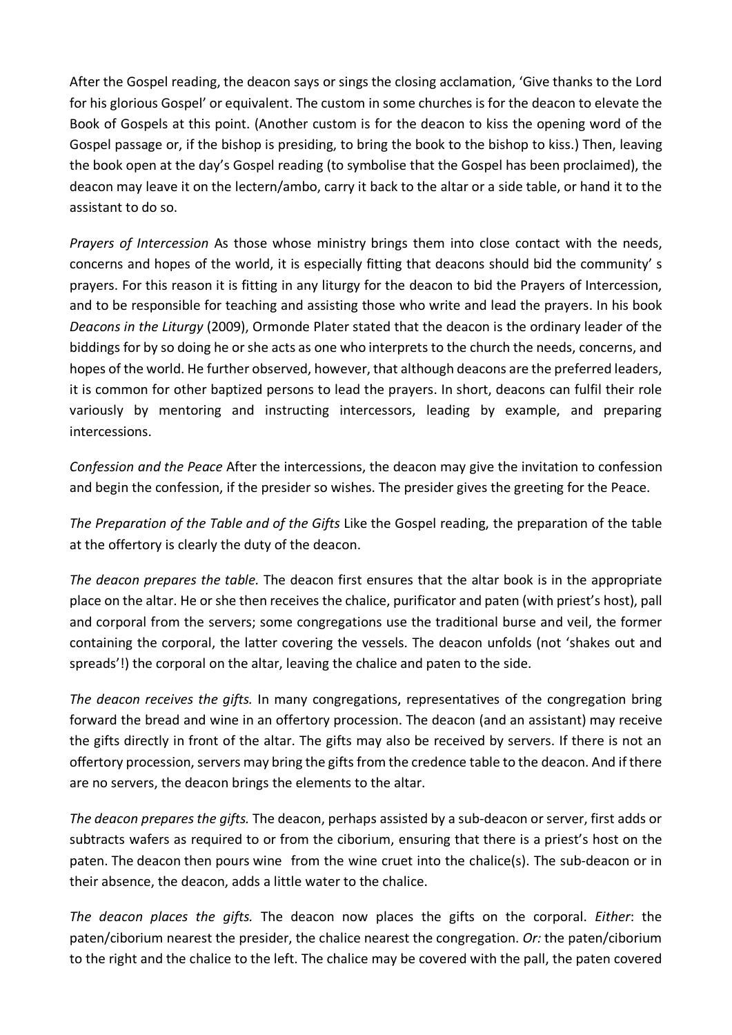After the Gospel reading, the deacon says or sings the closing acclamation, 'Give thanks to the Lord for his glorious Gospel' or equivalent. The custom in some churches is for the deacon to elevate the Book of Gospels at this point. (Another custom is for the deacon to kiss the opening word of the Gospel passage or, if the bishop is presiding, to bring the book to the bishop to kiss.) Then, leaving the book open at the day's Gospel reading (to symbolise that the Gospel has been proclaimed), the deacon may leave it on the lectern/ambo, carry it back to the altar or a side table, or hand it to the assistant to do so.

*Prayers of Intercession* As those whose ministry brings them into close contact with the needs, concerns and hopes of the world, it is especially fitting that deacons should bid the community' s prayers. For this reason it is fitting in any liturgy for the deacon to bid the Prayers of Intercession, and to be responsible for teaching and assisting those who write and lead the prayers. In his book *Deacons in the Liturgy* (2009), Ormonde Plater stated that the deacon is the ordinary leader of the biddings for by so doing he or she acts as one who interprets to the church the needs, concerns, and hopes of the world. He further observed, however, that although deacons are the preferred leaders, it is common for other baptized persons to lead the prayers. In short, deacons can fulfil their role variously by mentoring and instructing intercessors, leading by example, and preparing intercessions.

*Confession and the Peace* After the intercessions, the deacon may give the invitation to confession and begin the confession, if the presider so wishes. The presider gives the greeting for the Peace.

*The Preparation of the Table and of the Gifts* Like the Gospel reading, the preparation of the table at the offertory is clearly the duty of the deacon.

*The deacon prepares the table.* The deacon first ensures that the altar book is in the appropriate place on the altar. He or she then receives the chalice, purificator and paten (with priest's host), pall and corporal from the servers; some congregations use the traditional burse and veil, the former containing the corporal, the latter covering the vessels. The deacon unfolds (not 'shakes out and spreads'!) the corporal on the altar, leaving the chalice and paten to the side.

*The deacon receives the gifts.* In many congregations, representatives of the congregation bring forward the bread and wine in an offertory procession. The deacon (and an assistant) may receive the gifts directly in front of the altar. The gifts may also be received by servers. If there is not an offertory procession, servers may bring the gifts from the credence table to the deacon. And if there are no servers, the deacon brings the elements to the altar.

*The deacon prepares the gifts.* The deacon, perhaps assisted by a sub-deacon or server, first adds or subtracts wafers as required to or from the ciborium, ensuring that there is a priest's host on the paten. The deacon then pours wine from the wine cruet into the chalice(s). The sub-deacon or in their absence, the deacon, adds a little water to the chalice.

*The deacon places the gifts.* The deacon now places the gifts on the corporal. *Either*: the paten/ciborium nearest the presider, the chalice nearest the congregation. *Or:* the paten/ciborium to the right and the chalice to the left. The chalice may be covered with the pall, the paten covered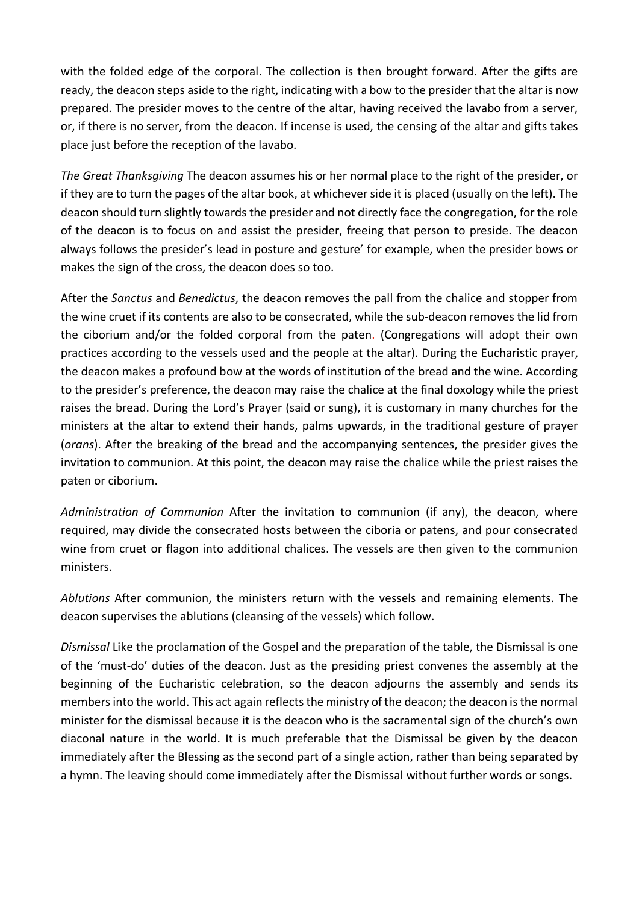with the folded edge of the corporal. The collection is then brought forward. After the gifts are ready, the deacon steps aside to the right, indicating with a bow to the presider that the altar is now prepared. The presider moves to the centre of the altar, having received the lavabo from a server, or, if there is no server, from the deacon. If incense is used, the censing of the altar and gifts takes place just before the reception of the lavabo.

*The Great Thanksgiving* The deacon assumes his or her normal place to the right of the presider, or if they are to turn the pages of the altar book, at whichever side it is placed (usually on the left). The deacon should turn slightly towards the presider and not directly face the congregation, for the role of the deacon is to focus on and assist the presider, freeing that person to preside. The deacon always follows the presider's lead in posture and gesture' for example, when the presider bows or makes the sign of the cross, the deacon does so too.

After the *Sanctus* and *Benedictus*, the deacon removes the pall from the chalice and stopper from the wine cruet if its contents are also to be consecrated, while the sub-deacon removes the lid from the ciborium and/or the folded corporal from the paten. (Congregations will adopt their own practices according to the vessels used and the people at the altar). During the Eucharistic prayer, the deacon makes a profound bow at the words of institution of the bread and the wine. According to the presider's preference, the deacon may raise the chalice at the final doxology while the priest raises the bread. During the Lord's Prayer (said or sung), it is customary in many churches for the ministers at the altar to extend their hands, palms upwards, in the traditional gesture of prayer (*orans*). After the breaking of the bread and the accompanying sentences, the presider gives the invitation to communion. At this point, the deacon may raise the chalice while the priest raises the paten or ciborium.

*Administration of Communion* After the invitation to communion (if any), the deacon, where required, may divide the consecrated hosts between the ciboria or patens, and pour consecrated wine from cruet or flagon into additional chalices. The vessels are then given to the communion ministers.

*Ablutions* After communion, the ministers return with the vessels and remaining elements. The deacon supervises the ablutions (cleansing of the vessels) which follow.

*Dismissal* Like the proclamation of the Gospel and the preparation of the table, the Dismissal is one of the 'must-do' duties of the deacon. Just as the presiding priest convenes the assembly at the beginning of the Eucharistic celebration, so the deacon adjourns the assembly and sends its members into the world. This act again reflects the ministry of the deacon; the deacon is the normal minister for the dismissal because it is the deacon who is the sacramental sign of the church's own diaconal nature in the world. It is much preferable that the Dismissal be given by the deacon immediately after the Blessing as the second part of a single action, rather than being separated by a hymn. The leaving should come immediately after the Dismissal without further words or songs.